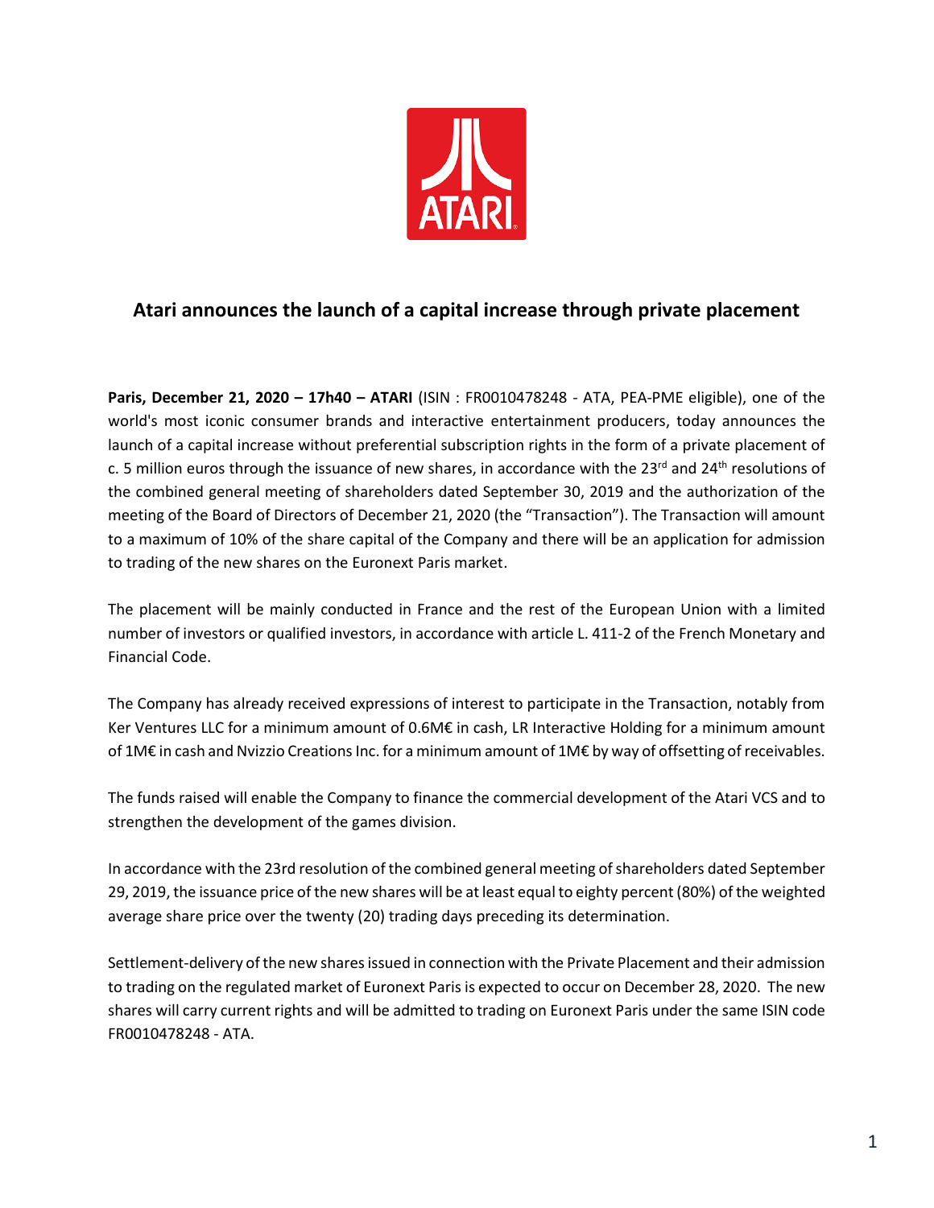# Atari announces the launch of a capital increase through private placement

**Paris, December 21, 2020 – 17h40 – ATARI** (ISIN : FR0010478248 - ATA, PEA-PME eligible), one of the world's most iconic consumer brands and interactive entertainment producers, today announces the launch of a capital increase without preferential subscription rights in the form of a private placement of c. 5 million euros through the issuance of new shares, in accordance with the 23rd and 24th resolutions of the combined general meeting of shareholders dated September 30, 2019 and the authorization of the meeting of the Board of Directors of December 21, 2020 (the "Transaction"). The Transaction will amount to a maximum of 10% of the share capital of the Company and there will be an application for admission to trading of the new shares on the Euronext Paris market.

The placement will be mainly conducted in France and the rest of the European Union with a limited number of investors or qualified investors, in accordance with article L. 411-2 of the French Monetary and Financial Code.

The Company has already received expressions of interest to participate in the Transaction, notably from Ker Ventures LLC for a minimum amount of 0.6M€ in cash, LR Interactive Holding for a minimum amount of 1M€ in cash and Nvizzio Creations Inc. for a minimum amount of 1M€ by way of offsetting of receivables.

The funds raised will enable the Company to finance the commercial development of the Atari VCS and to strengthen the development of the games division.

In accordance with the 23rd resolution of the combined general meeting of shareholders dated September 29, 2019, the issuance price of the new shares will be at least equal to eighty percent (80%) of the weighted average share price over the twenty (20) trading days preceding its determination.

Settlement-delivery of the new shares issued in connection with the Private Placement and their admission to trading on the regulated market of Euronext Paris is expected to occur on December 28, 2020. The new shares will carry current rights and will be admitted to trading on Euronext Paris under the same ISIN code FR0010478248 - ATA.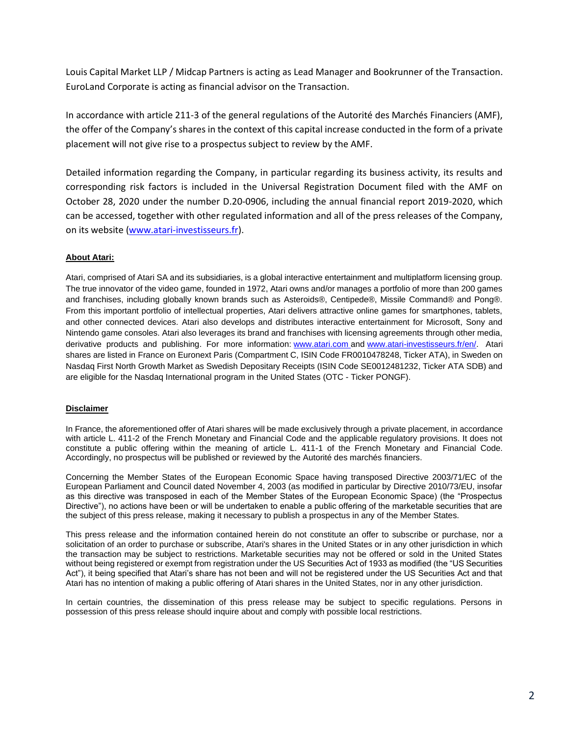Louis Capital Market LLP / Midcap Partners is acting as Lead Manager and Bookrunner of the Transaction. EuroLand Corporate is acting as financial advisor on the Transaction.

In accordance with article 211-3 of the general regulations of the Autorité des Marchés Financiers (AMF), the offer of the Company's shares in the context of this capital increase conducted in the form of a private placement will not give rise to a prospectus subject to review by the AMF.

Detailed information regarding the Company, in particular regarding its business activity, its results and corresponding risk factors is included in the Universal Registration Document filed with the AMF on October 28, 2020 under the number D.20-0906, including the annual financial report 2019-2020, which can be accessed, together with other regulated information and all of the press releases of the Company, on its website ([www.atari-investisseurs.fr](http://www.atari-investisseurs.fr)).

**About Atari:**

Atari, comprised of Atari SA and its subsidiaries, is a global interactive entertainment and multiplatform licensing group. The true innovator of the video game, founded in 1972, Atari owns and/or manages a portfolio of more than 200 games and franchises, including globally known brands such as Asteroids®, Centipede®, Missile Command® and Pong®. From this important portfolio of intellectual properties, Atari delivers attractive online games for smartphones, tablets, and other connected devices. Atari also develops and distributes interactive entertainment for Microsoft, Sony and Nintendo game consoles. Atari also leverages its brand and franchises with licensing agreements through other media, derivative products and publishing. For more information: [www.atari.com](http://www.atari.com) and [www.atari-investisseurs.fr/en/](http://www.atari-investisseurs.fr/en/). Atari shares are listed in France on Euronext Paris (Compartment C, ISIN Code FR0010478248, Ticker ATA), in Sweden on Nasdaq First North Growth Market as Swedish Depositary Receipts (ISIN Code SE0012481232, Ticker ATA SDB) and are eligible for the Nasdaq International program in the United States (OTC - Ticker PONGF).

**Disclaimer**

In France, the aforementioned offer of Atari shares will be made exclusively through a private placement, in accordance with article L. 411-2 of the French Monetary and Financial Code and the applicable regulatory provisions. It does not constitute a public offering within the meaning of article L. 411-1 of the French Monetary and Financial Code. Accordingly, no prospectus will be published or reviewed by the Autorité des marchés financiers.

Concerning the Member States of the European Economic Space having transposed Directive 2003/71/EC of the European Parliament and Council dated November 4, 2003 (as modified in particular by Directive 2010/73/EU, insofar as this directive was transposed in each of the Member States of the European Economic Space) (the "Prospectus Directive"), no actions have been or will be undertaken to enable a public offering of the marketable securities that are the subject of this press release, making it necessary to publish a prospectus in any of the Member States.

This press release and the information contained herein do not constitute an offer to subscribe or purchase, nor a solicitation of an order to purchase or subscribe, Atari's shares in the United States or in any other jurisdiction in which the transaction may be subject to restrictions. Marketable securities may not be offered or sold in the United States without being registered or exempt from registration under the US Securities Act of 1933 as modified (the "US Securities Act"), it being specified that Atari's share has not been and will not be registered under the US Securities Act and that Atari has no intention of making a public offering of Atari shares in the United States, nor in any other jurisdiction.

In certain countries, the dissemination of this press release may be subject to specific regulations. Persons in possession of this press release should inquire about and comply with possible local restrictions.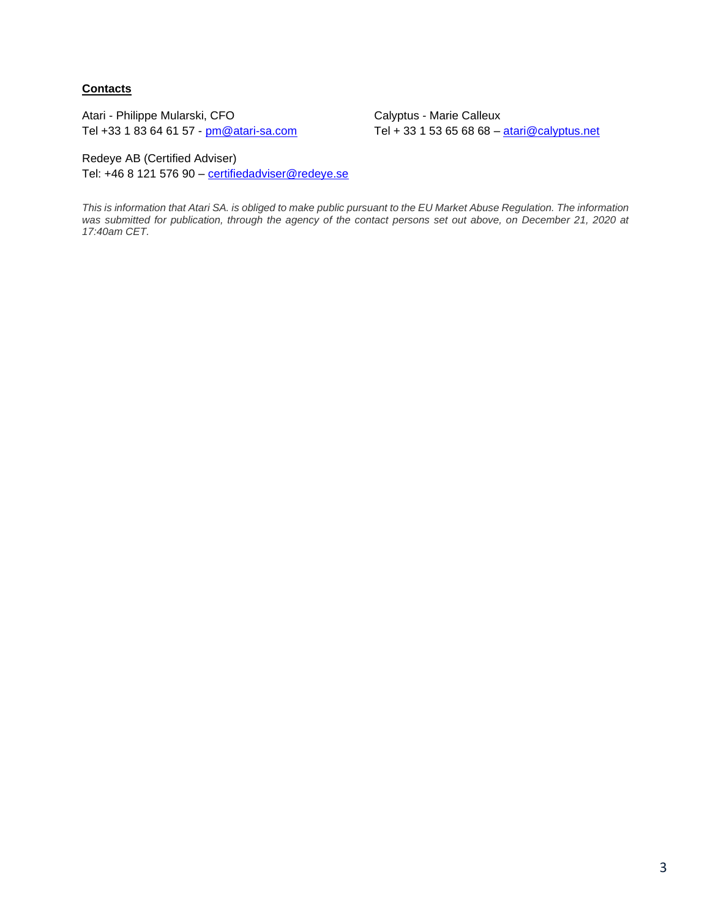**Contacts**

Atari - Philippe Mularski, CFO
Tel +33 1 83 64 61 57 - pm@atari-sa.com

Calyptus - Marie Calleux
Tel + 33 1 53 65 68 68 – atari@calyptus.net

Redeye AB (Certified Adviser)
Tel: +46 8 121 576 90 – certifiedadviser@redeye.se

*This is information that Atari SA. is obliged to make public pursuant to the EU Market Abuse Regulation. The information was submitted for publication, through the agency of the contact persons set out above, on December 21, 2020 at 17:40am CET.*